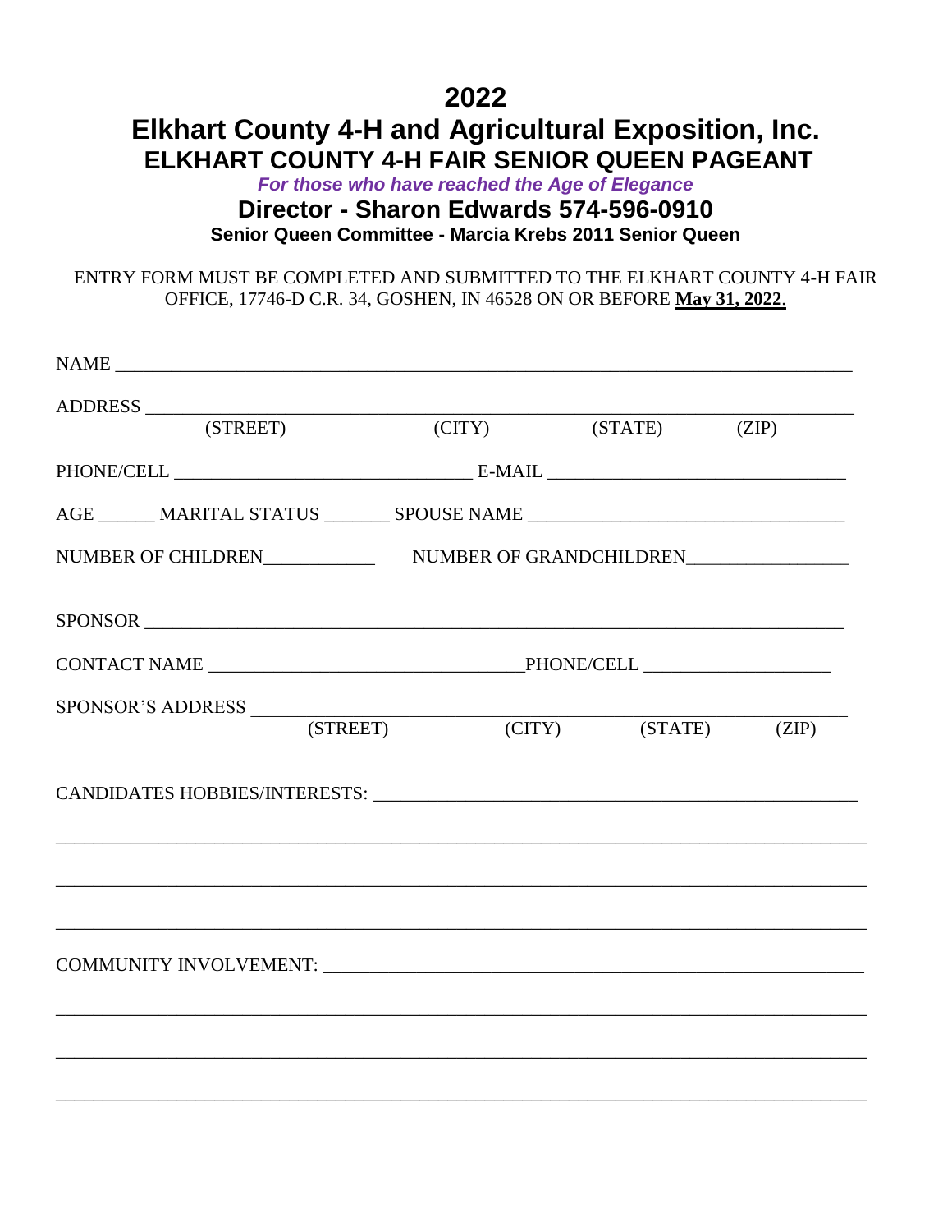# 2022

# Elkhart County 4-H and Agricultural Exposition, Inc.

## ELKHART COUNTY 4-H FAIR SENIOR QUEEN PAGEANT

***For those who have reached the Age of Elegance***

### Director - Sharon Edwards 574-596-0910

**Senior Queen Committee - Marcia Krebs 2011 Senior Queen**

ENTRY FORM MUST BE COMPLETED AND SUBMITTED TO THE ELKHART COUNTY 4-H FAIR OFFICE, 17746-D C.R. 34, GOSHEN, IN 46528 ON OR BEFORE **May 31, 2022**.

NAME ______________________________________________________________________________

ADDRESS ___________________________________________________________________________
(STREET) (CITY) (STATE) (ZIP)

PHONE/CELL _______________________________ E-MAIL _______________________________

AGE ______ MARITAL STATUS _______ SPOUSE NAME _________________________________

NUMBER OF CHILDREN____________ NUMBER OF GRANDCHILDREN_________________

SPONSOR __________________________________________________________________________

CONTACT NAME ________________________________PHONE/CELL ___________________

SPONSOR'S ADDRESS _________________________________________________________________
(STREET) (CITY) (STATE) (ZIP)

CANDIDATES HOBBIES/INTERESTS: ___________________________________________________

___________________________________________________________________________________

___________________________________________________________________________________

___________________________________________________________________________________

COMMUNITY INVOLVEMENT: ________________________________________________________

___________________________________________________________________________________

___________________________________________________________________________________

___________________________________________________________________________________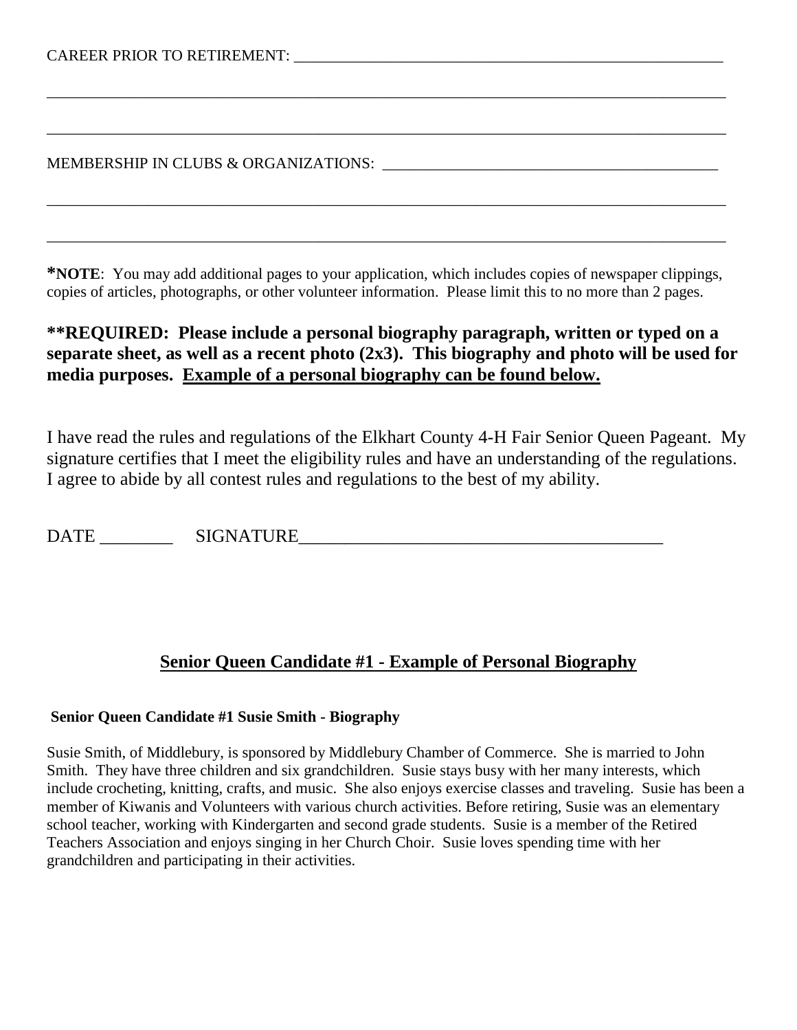CAREER PRIOR TO RETIREMENT: ____________________________________________________________

_____________________________________________________________________________________

_____________________________________________________________________________________

MEMBERSHIP IN CLUBS & ORGANIZATIONS: ____________________________________________

_____________________________________________________________________________________

_____________________________________________________________________________________

***NOTE**: You may add additional pages to your application, which includes copies of newspaper clippings, copies of articles, photographs, or other volunteer information. Please limit this to no more than 2 pages.

**\*\*REQUIRED: Please include a personal biography paragraph, written or typed on a separate sheet, as well as a recent photo (2x3). This biography and photo will be used for media purposes. <u>Example of a personal biography can be found below.</u>**

I have read the rules and regulations of the Elkhart County 4-H Fair Senior Queen Pageant. My signature certifies that I meet the eligibility rules and have an understanding of the regulations. I agree to abide by all contest rules and regulations to the best of my ability.

DATE ________ SIGNATURE_________________________________________

## <u>Senior Queen Candidate #1 - Example of Personal Biography</u>

**Senior Queen Candidate #1 Susie Smith - Biography**

Susie Smith, of Middlebury, is sponsored by Middlebury Chamber of Commerce. She is married to John Smith. They have three children and six grandchildren. Susie stays busy with her many interests, which include crocheting, knitting, crafts, and music. She also enjoys exercise classes and traveling. Susie has been a member of Kiwanis and Volunteers with various church activities. Before retiring, Susie was an elementary school teacher, working with Kindergarten and second grade students. Susie is a member of the Retired Teachers Association and enjoys singing in her Church Choir. Susie loves spending time with her grandchildren and participating in their activities.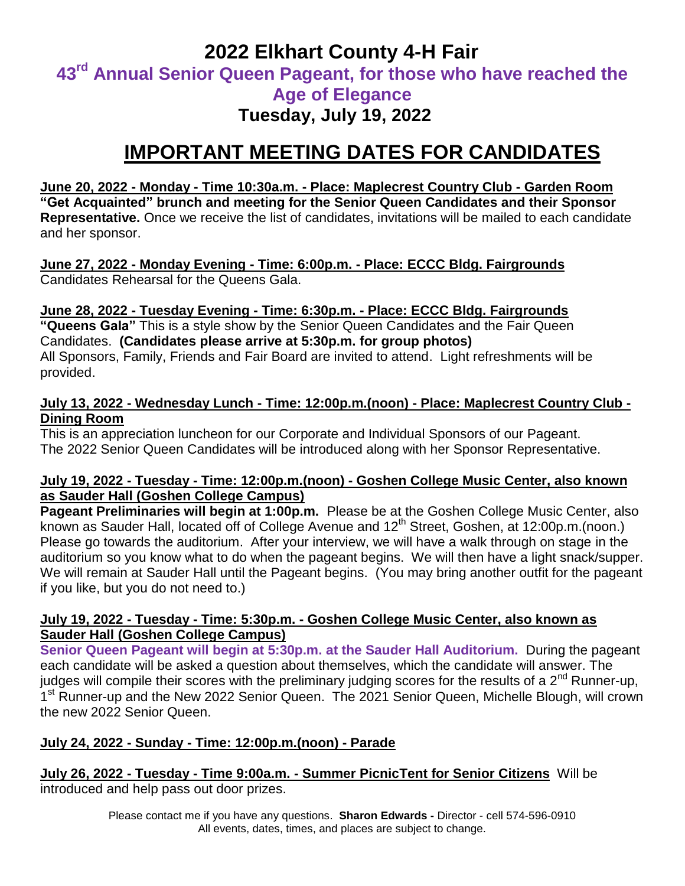# 2022 Elkhart County 4-H Fair

## 43rd Annual Senior Queen Pageant, for those who have reached the Age of Elegance

## Tuesday, July 19, 2022

# IMPORTANT MEETING DATES FOR CANDIDATES

**June 20, 2022 - Monday - Time 10:30a.m. - Place: Maplecrest Country Club - Garden Room**
**"Get Acquainted" brunch and meeting for the Senior Queen Candidates and their Sponsor Representative.** Once we receive the list of candidates, invitations will be mailed to each candidate and her sponsor.

**June 27, 2022 - Monday Evening - Time: 6:00p.m. - Place: ECCC Bldg. Fairgrounds**
Candidates Rehearsal for the Queens Gala.

**June 28, 2022 - Tuesday Evening - Time: 6:30p.m. - Place: ECCC Bldg. Fairgrounds**
**"Queens Gala"** This is a style show by the Senior Queen Candidates and the Fair Queen Candidates. **(Candidates please arrive at 5:30p.m. for group photos)**
All Sponsors, Family, Friends and Fair Board are invited to attend. Light refreshments will be provided.

**July 13, 2022 - Wednesday Lunch - Time: 12:00p.m.(noon) - Place: Maplecrest Country Club - Dining Room**
This is an appreciation luncheon for our Corporate and Individual Sponsors of our Pageant.
The 2022 Senior Queen Candidates will be introduced along with her Sponsor Representative.

**July 19, 2022 - Tuesday - Time: 12:00p.m.(noon) - Goshen College Music Center, also known as Sauder Hall (Goshen College Campus)**
**Pageant Preliminaries will begin at 1:00p.m.** Please be at the Goshen College Music Center, also known as Sauder Hall, located off of College Avenue and 12th Street, Goshen, at 12:00p.m.(noon.) Please go towards the auditorium. After your interview, we will have a walk through on stage in the auditorium so you know what to do when the pageant begins. We will then have a light snack/supper. We will remain at Sauder Hall until the Pageant begins. (You may bring another outfit for the pageant if you like, but you do not need to.)

**July 19, 2022 - Tuesday - Time: 5:30p.m. - Goshen College Music Center, also known as Sauder Hall (Goshen College Campus)**
**Senior Queen Pageant will begin at 5:30p.m. at the Sauder Hall Auditorium.** During the pageant each candidate will be asked a question about themselves, which the candidate will answer. The judges will compile their scores with the preliminary judging scores for the results of a 2nd Runner-up, 1st Runner-up and the New 2022 Senior Queen. The 2021 Senior Queen, Michelle Blough, will crown the new 2022 Senior Queen.

**July 24, 2022 - Sunday - Time: 12:00p.m.(noon) - Parade**

**July 26, 2022 - Tuesday - Time 9:00a.m. - Summer PicnicTent for Senior Citizens** Will be introduced and help pass out door prizes.

Please contact me if you have any questions. **Sharon Edwards -** Director - cell 574-596-0910
All events, dates, times, and places are subject to change.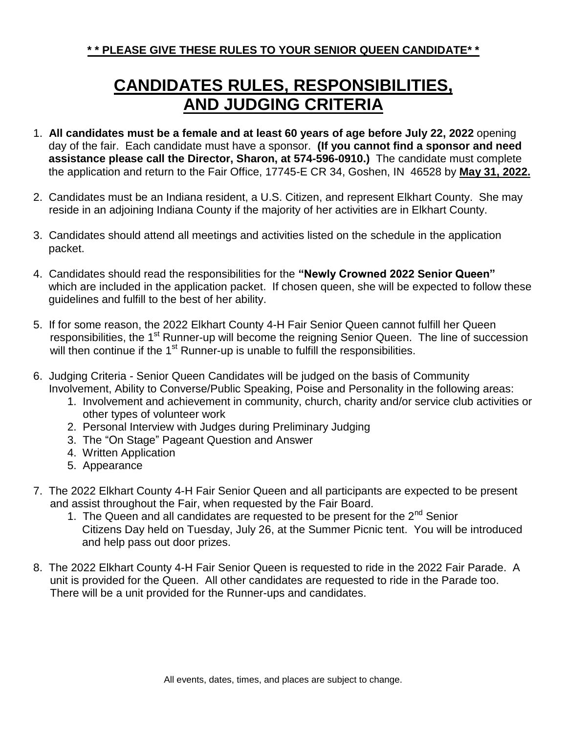**PLEASE GIVE THESE RULES TO YOUR SENIOR QUEEN CANDIDATE**

# CANDIDATES RULES, RESPONSIBILITIES, AND JUDGING CRITERIA

1. **All candidates must be a female and at least 60 years of age before July 22, 2022** opening day of the fair. Each candidate must have a sponsor. **(If you cannot find a sponsor and need assistance please call the Director, Sharon, at 574-596-0910.)** The candidate must complete the application and return to the Fair Office, 17745-E CR 34, Goshen, IN 46528 by **May 31, 2022.**

2. Candidates must be an Indiana resident, a U.S. Citizen, and represent Elkhart County. She may reside in an adjoining Indiana County if the majority of her activities are in Elkhart County.

3. Candidates should attend all meetings and activities listed on the schedule in the application packet.

4. Candidates should read the responsibilities for the **"Newly Crowned 2022 Senior Queen"** which are included in the application packet. If chosen queen, she will be expected to follow these guidelines and fulfill to the best of her ability.

5. If for some reason, the 2022 Elkhart County 4-H Fair Senior Queen cannot fulfill her Queen responsibilities, the 1st Runner-up will become the reigning Senior Queen. The line of succession will then continue if the 1st Runner-up is unable to fulfill the responsibilities.

6. Judging Criteria - Senior Queen Candidates will be judged on the basis of Community Involvement, Ability to Converse/Public Speaking, Poise and Personality in the following areas:
   1. Involvement and achievement in community, church, charity and/or service club activities or other types of volunteer work
   2. Personal Interview with Judges during Preliminary Judging
   3. The "On Stage" Pageant Question and Answer
   4. Written Application
   5. Appearance

7. The 2022 Elkhart County 4-H Fair Senior Queen and all participants are expected to be present and assist throughout the Fair, when requested by the Fair Board.
   1. The Queen and all candidates are requested to be present for the 2nd Senior Citizens Day held on Tuesday, July 26, at the Summer Picnic tent. You will be introduced and help pass out door prizes.

8. The 2022 Elkhart County 4-H Fair Senior Queen is requested to ride in the 2022 Fair Parade. A unit is provided for the Queen. All other candidates are requested to ride in the Parade too. There will be a unit provided for the Runner-ups and candidates.

All events, dates, times, and places are subject to change.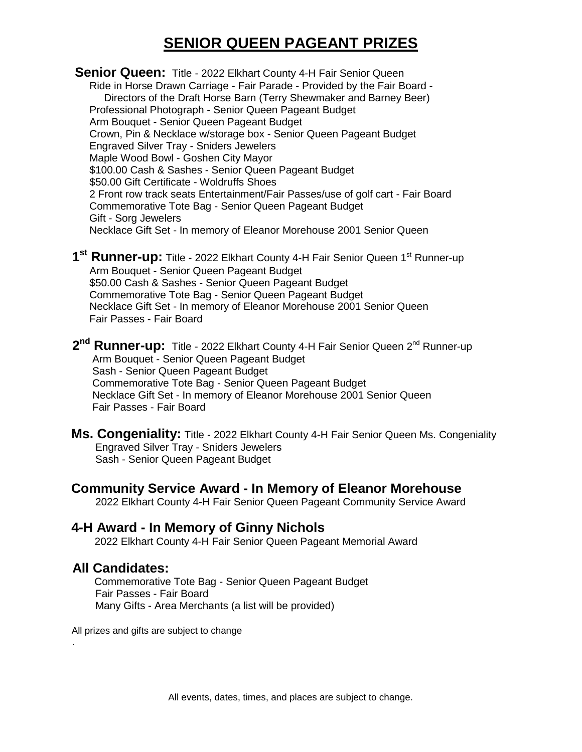# SENIOR QUEEN PAGEANT PRIZES

**Senior Queen:** Title - 2022 Elkhart County 4-H Fair Senior Queen

Ride in Horse Drawn Carriage - Fair Parade - Provided by the Fair Board - Directors of the Draft Horse Barn (Terry Shewmaker and Barney Beer)
Professional Photograph - Senior Queen Pageant Budget
Arm Bouquet - Senior Queen Pageant Budget
Crown, Pin & Necklace w/storage box - Senior Queen Pageant Budget
Engraved Silver Tray - Sniders Jewelers
Maple Wood Bowl - Goshen City Mayor
$100.00 Cash & Sashes - Senior Queen Pageant Budget
$50.00 Gift Certificate - Woldruffs Shoes
2 Front row track seats Entertainment/Fair Passes/use of golf cart - Fair Board
Commemorative Tote Bag - Senior Queen Pageant Budget
Gift - Sorg Jewelers
Necklace Gift Set - In memory of Eleanor Morehouse 2001 Senior Queen

**1st Runner-up:** Title - 2022 Elkhart County 4-H Fair Senior Queen 1st Runner-up

Arm Bouquet - Senior Queen Pageant Budget
$50.00 Cash & Sashes - Senior Queen Pageant Budget
Commemorative Tote Bag - Senior Queen Pageant Budget
Necklace Gift Set - In memory of Eleanor Morehouse 2001 Senior Queen
Fair Passes - Fair Board

**2nd Runner-up:** Title - 2022 Elkhart County 4-H Fair Senior Queen 2nd Runner-up

Arm Bouquet - Senior Queen Pageant Budget
Sash - Senior Queen Pageant Budget
Commemorative Tote Bag - Senior Queen Pageant Budget
Necklace Gift Set - In memory of Eleanor Morehouse 2001 Senior Queen
Fair Passes - Fair Board

**Ms. Congeniality:** Title - 2022 Elkhart County 4-H Fair Senior Queen Ms. Congeniality

Engraved Silver Tray - Sniders Jewelers
Sash - Senior Queen Pageant Budget

## Community Service Award - In Memory of Eleanor Morehouse

2022 Elkhart County 4-H Fair Senior Queen Pageant Community Service Award

## 4-H Award - In Memory of Ginny Nichols

2022 Elkhart County 4-H Fair Senior Queen Pageant Memorial Award

## All Candidates:

Commemorative Tote Bag - Senior Queen Pageant Budget
Fair Passes - Fair Board
Many Gifts - Area Merchants (a list will be provided)

All prizes and gifts are subject to change

All events, dates, times, and places are subject to change.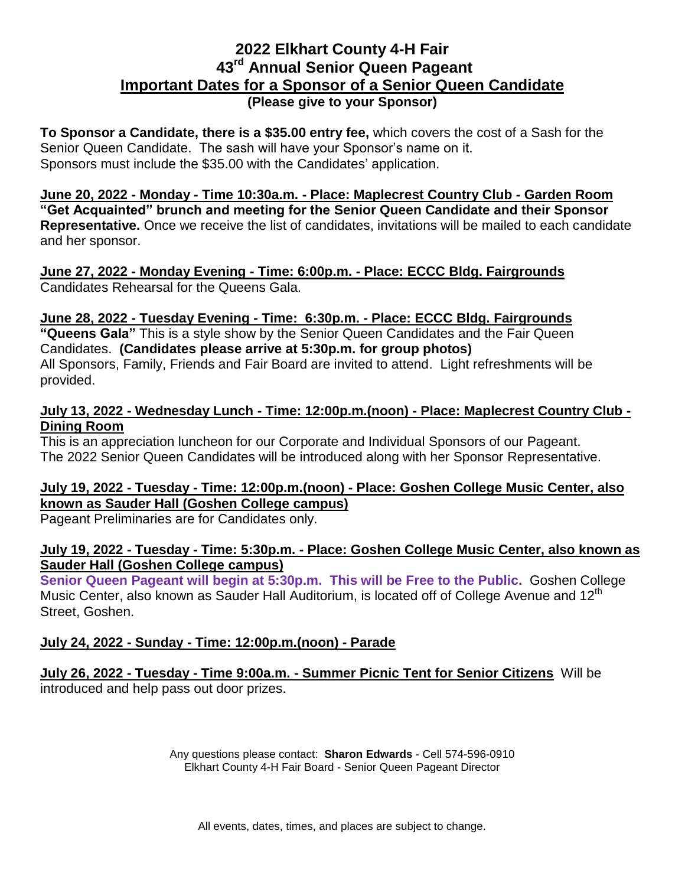# 2022 Elkhart County 4-H Fair
# 43rd Annual Senior Queen Pageant
## Important Dates for a Sponsor of a Senior Queen Candidate
**(Please give to your Sponsor)**

**To Sponsor a Candidate, there is a $35.00 entry fee,** which covers the cost of a Sash for the Senior Queen Candidate. The sash will have your Sponsor's name on it.
Sponsors must include the $35.00 with the Candidates' application.

**June 20, 2022 - Monday - Time 10:30a.m. - Place: Maplecrest Country Club - Garden Room**
**"Get Acquainted" brunch and meeting for the Senior Queen Candidate and their Sponsor Representative.** Once we receive the list of candidates, invitations will be mailed to each candidate and her sponsor.

**June 27, 2022 - Monday Evening - Time: 6:00p.m. - Place: ECCC Bldg. Fairgrounds**
Candidates Rehearsal for the Queens Gala.

**June 28, 2022 - Tuesday Evening - Time: 6:30p.m. - Place: ECCC Bldg. Fairgrounds**
**"Queens Gala"** This is a style show by the Senior Queen Candidates and the Fair Queen Candidates. **(Candidates please arrive at 5:30p.m. for group photos)**
All Sponsors, Family, Friends and Fair Board are invited to attend. Light refreshments will be provided.

**July 13, 2022 - Wednesday Lunch - Time: 12:00p.m.(noon) - Place: Maplecrest Country Club - Dining Room**
This is an appreciation luncheon for our Corporate and Individual Sponsors of our Pageant.
The 2022 Senior Queen Candidates will be introduced along with her Sponsor Representative.

**July 19, 2022 - Tuesday - Time: 12:00p.m.(noon) - Place: Goshen College Music Center, also known as Sauder Hall (Goshen College campus)**
Pageant Preliminaries are for Candidates only.

**July 19, 2022 - Tuesday - Time: 5:30p.m. - Place: Goshen College Music Center, also known as Sauder Hall (Goshen College campus)**
**Senior Queen Pageant will begin at 5:30p.m. This will be Free to the Public.** Goshen College Music Center, also known as Sauder Hall Auditorium, is located off of College Avenue and 12th Street, Goshen.

**July 24, 2022 - Sunday - Time: 12:00p.m.(noon) - Parade**

**July 26, 2022 - Tuesday - Time 9:00a.m. - Summer Picnic Tent for Senior Citizens** Will be introduced and help pass out door prizes.

Any questions please contact: **Sharon Edwards** - Cell 574-596-0910
Elkhart County 4-H Fair Board - Senior Queen Pageant Director

All events, dates, times, and places are subject to change.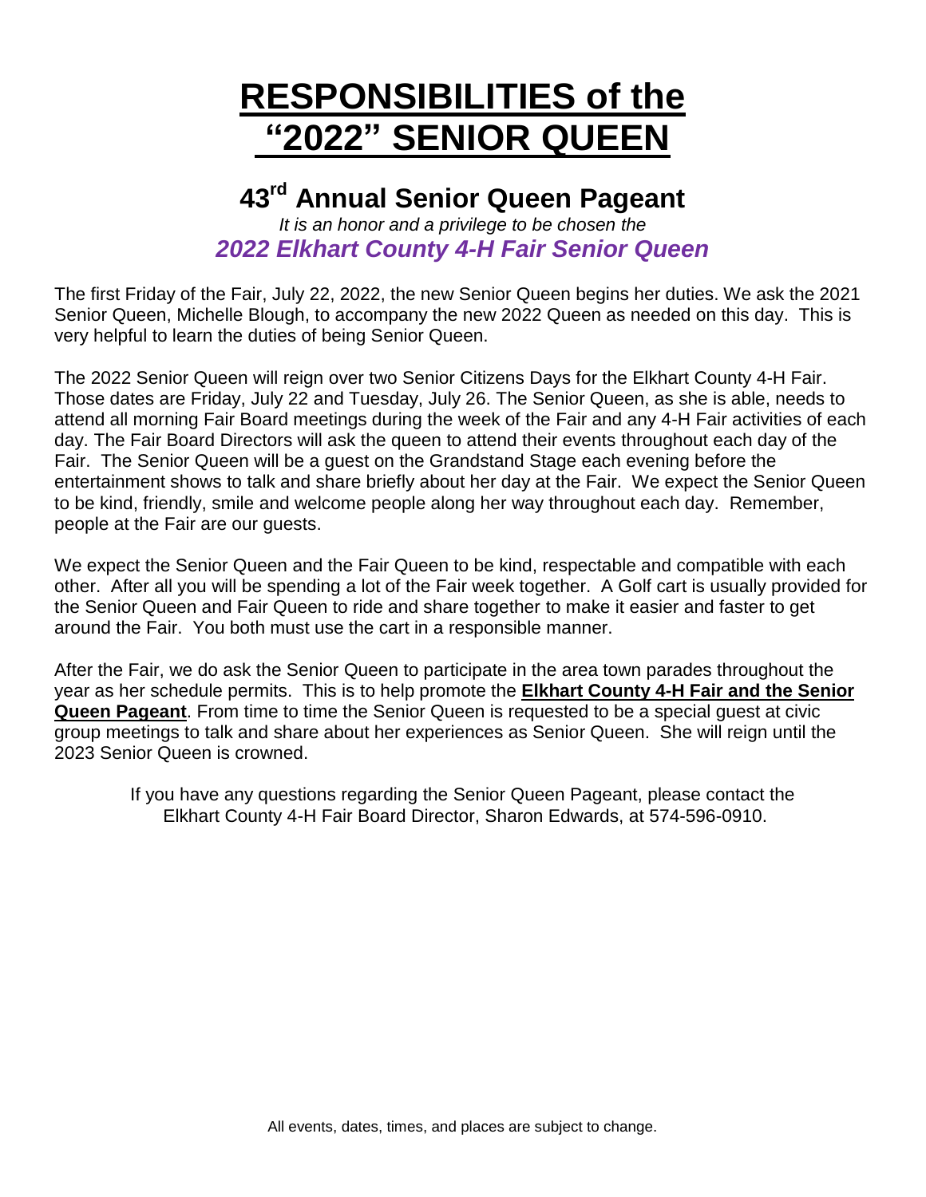# RESPONSIBILITIES of the "2022" SENIOR QUEEN

## 43rd Annual Senior Queen Pageant

*It is an honor and a privilege to be chosen the*

***2022 Elkhart County 4-H Fair Senior Queen***

The first Friday of the Fair, July 22, 2022, the new Senior Queen begins her duties. We ask the 2021 Senior Queen, Michelle Blough, to accompany the new 2022 Queen as needed on this day. This is very helpful to learn the duties of being Senior Queen.

The 2022 Senior Queen will reign over two Senior Citizens Days for the Elkhart County 4-H Fair. Those dates are Friday, July 22 and Tuesday, July 26. The Senior Queen, as she is able, needs to attend all morning Fair Board meetings during the week of the Fair and any 4-H Fair activities of each day. The Fair Board Directors will ask the queen to attend their events throughout each day of the Fair. The Senior Queen will be a guest on the Grandstand Stage each evening before the entertainment shows to talk and share briefly about her day at the Fair. We expect the Senior Queen to be kind, friendly, smile and welcome people along her way throughout each day. Remember, people at the Fair are our guests.

We expect the Senior Queen and the Fair Queen to be kind, respectable and compatible with each other. After all you will be spending a lot of the Fair week together. A Golf cart is usually provided for the Senior Queen and Fair Queen to ride and share together to make it easier and faster to get around the Fair. You both must use the cart in a responsible manner.

After the Fair, we do ask the Senior Queen to participate in the area town parades throughout the year as her schedule permits. This is to help promote the **Elkhart County 4-H Fair and the Senior Queen Pageant**. From time to time the Senior Queen is requested to be a special guest at civic group meetings to talk and share about her experiences as Senior Queen. She will reign until the 2023 Senior Queen is crowned.

If you have any questions regarding the Senior Queen Pageant, please contact the Elkhart County 4-H Fair Board Director, Sharon Edwards, at 574-596-0910.

All events, dates, times, and places are subject to change.